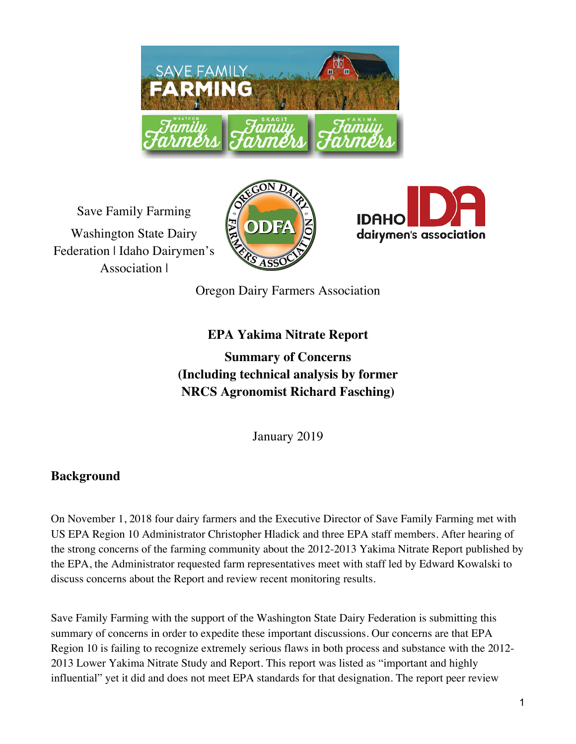Save Family Farming

Washington State Dairy Federation | Idaho Dairymen's Association |

Oregon Dairy Farmers Association

**EPA Yakima Nitrate Report**

**Summary of Concerns**
**(Including technical analysis by former NRCS Agronomist Richard Fasching)**

January 2019

## Background

On November 1, 2018 four dairy farmers and the Executive Director of Save Family Farming met with US EPA Region 10 Administrator Christopher Hladick and three EPA staff members. After hearing of the strong concerns of the farming community about the 2012-2013 Yakima Nitrate Report published by the EPA, the Administrator requested farm representatives meet with staff led by Edward Kowalski to discuss concerns about the Report and review recent monitoring results.

Save Family Farming with the support of the Washington State Dairy Federation is submitting this summary of concerns in order to expedite these important discussions. Our concerns are that EPA Region 10 is failing to recognize extremely serious flaws in both process and substance with the 2012-2013 Lower Yakima Nitrate Study and Report. This report was listed as "important and highly influential" yet it did and does not meet EPA standards for that designation. The report peer review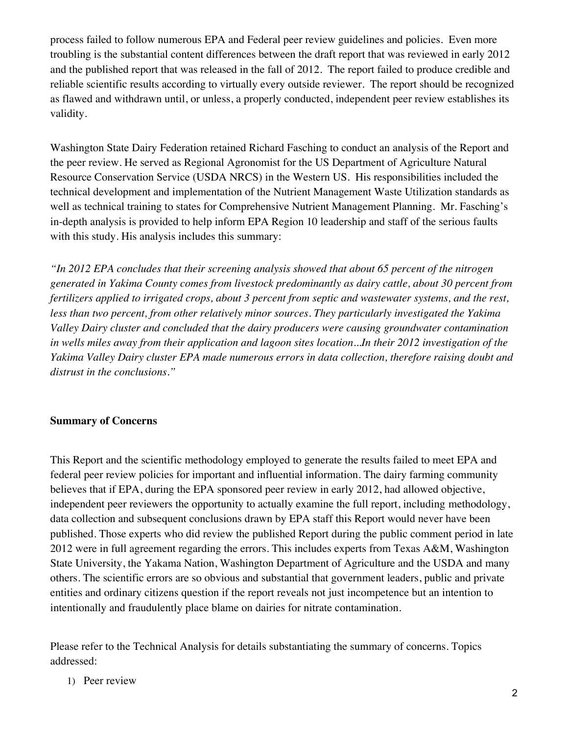process failed to follow numerous EPA and Federal peer review guidelines and policies. Even more troubling is the substantial content differences between the draft report that was reviewed in early 2012 and the published report that was released in the fall of 2012. The report failed to produce credible and reliable scientific results according to virtually every outside reviewer. The report should be recognized as flawed and withdrawn until, or unless, a properly conducted, independent peer review establishes its validity.

Washington State Dairy Federation retained Richard Fasching to conduct an analysis of the Report and the peer review. He served as Regional Agronomist for the US Department of Agriculture Natural Resource Conservation Service (USDA NRCS) in the Western US. His responsibilities included the technical development and implementation of the Nutrient Management Waste Utilization standards as well as technical training to states for Comprehensive Nutrient Management Planning. Mr. Fasching's in-depth analysis is provided to help inform EPA Region 10 leadership and staff of the serious faults with this study. His analysis includes this summary:

*"In 2012 EPA concludes that their screening analysis showed that about 65 percent of the nitrogen generated in Yakima County comes from livestock predominantly as dairy cattle, about 30 percent from fertilizers applied to irrigated crops, about 3 percent from septic and wastewater systems, and the rest, less than two percent, from other relatively minor sources. They particularly investigated the Yakima Valley Dairy cluster and concluded that the dairy producers were causing groundwater contamination in wells miles away from their application and lagoon sites location...In their 2012 investigation of the Yakima Valley Dairy cluster EPA made numerous errors in data collection, therefore raising doubt and distrust in the conclusions."*

**Summary of Concerns**

This Report and the scientific methodology employed to generate the results failed to meet EPA and federal peer review policies for important and influential information. The dairy farming community believes that if EPA, during the EPA sponsored peer review in early 2012, had allowed objective, independent peer reviewers the opportunity to actually examine the full report, including methodology, data collection and subsequent conclusions drawn by EPA staff this Report would never have been published. Those experts who did review the published Report during the public comment period in late 2012 were in full agreement regarding the errors. This includes experts from Texas A&M, Washington State University, the Yakama Nation, Washington Department of Agriculture and the USDA and many others. The scientific errors are so obvious and substantial that government leaders, public and private entities and ordinary citizens question if the report reveals not just incompetence but an intention to intentionally and fraudulently place blame on dairies for nitrate contamination.

Please refer to the Technical Analysis for details substantiating the summary of concerns. Topics addressed:

1) Peer review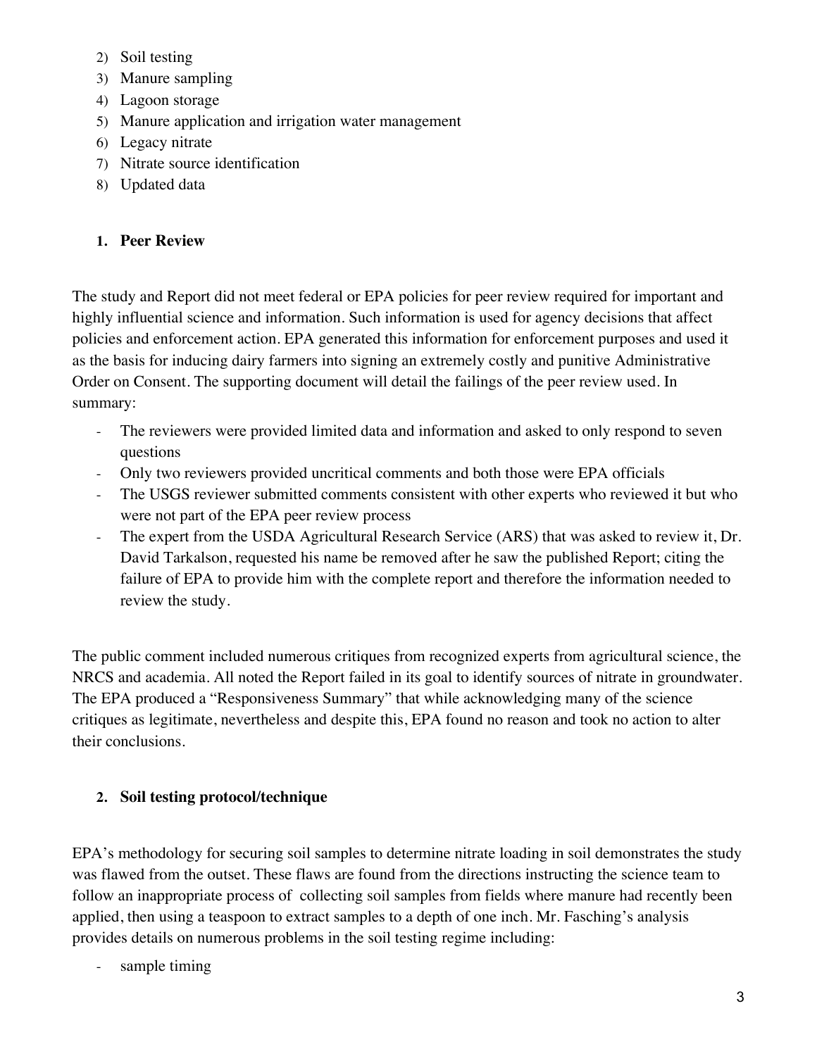2) Soil testing
3) Manure sampling
4) Lagoon storage
5) Manure application and irrigation water management
6) Legacy nitrate
7) Nitrate source identification
8) Updated data

**1. Peer Review**

The study and Report did not meet federal or EPA policies for peer review required for important and highly influential science and information. Such information is used for agency decisions that affect policies and enforcement action. EPA generated this information for enforcement purposes and used it as the basis for inducing dairy farmers into signing an extremely costly and punitive Administrative Order on Consent. The supporting document will detail the failings of the peer review used. In summary:

- The reviewers were provided limited data and information and asked to only respond to seven questions
- Only two reviewers provided uncritical comments and both those were EPA officials
- The USGS reviewer submitted comments consistent with other experts who reviewed it but who were not part of the EPA peer review process
- The expert from the USDA Agricultural Research Service (ARS) that was asked to review it, Dr. David Tarkalson, requested his name be removed after he saw the published Report; citing the failure of EPA to provide him with the complete report and therefore the information needed to review the study.

The public comment included numerous critiques from recognized experts from agricultural science, the NRCS and academia. All noted the Report failed in its goal to identify sources of nitrate in groundwater. The EPA produced a "Responsiveness Summary" that while acknowledging many of the science critiques as legitimate, nevertheless and despite this, EPA found no reason and took no action to alter their conclusions.

**2. Soil testing protocol/technique**

EPA's methodology for securing soil samples to determine nitrate loading in soil demonstrates the study was flawed from the outset. These flaws are found from the directions instructing the science team to follow an inappropriate process of collecting soil samples from fields where manure had recently been applied, then using a teaspoon to extract samples to a depth of one inch. Mr. Fasching's analysis provides details on numerous problems in the soil testing regime including:

- sample timing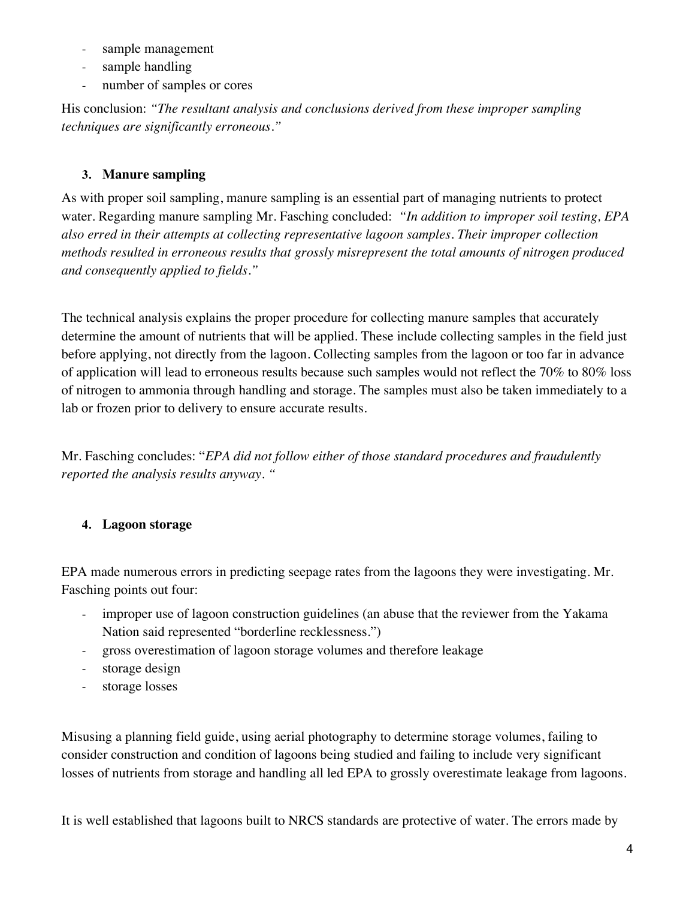- sample management
- sample handling
- number of samples or cores

His conclusion: *"The resultant analysis and conclusions derived from these improper sampling techniques are significantly erroneous."*

### 3. Manure sampling

As with proper soil sampling, manure sampling is an essential part of managing nutrients to protect water. Regarding manure sampling Mr. Fasching concluded: *"In addition to improper soil testing, EPA also erred in their attempts at collecting representative lagoon samples. Their improper collection methods resulted in erroneous results that grossly misrepresent the total amounts of nitrogen produced and consequently applied to fields."*

The technical analysis explains the proper procedure for collecting manure samples that accurately determine the amount of nutrients that will be applied. These include collecting samples in the field just before applying, not directly from the lagoon. Collecting samples from the lagoon or too far in advance of application will lead to erroneous results because such samples would not reflect the 70% to 80% loss of nitrogen to ammonia through handling and storage. The samples must also be taken immediately to a lab or frozen prior to delivery to ensure accurate results.

Mr. Fasching concludes: "*EPA did not follow either of those standard procedures and fraudulently reported the analysis results anyway.* "

### 4. Lagoon storage

EPA made numerous errors in predicting seepage rates from the lagoons they were investigating. Mr. Fasching points out four:

- improper use of lagoon construction guidelines (an abuse that the reviewer from the Yakama Nation said represented "borderline recklessness.")
- gross overestimation of lagoon storage volumes and therefore leakage
- storage design
- storage losses

Misusing a planning field guide, using aerial photography to determine storage volumes, failing to consider construction and condition of lagoons being studied and failing to include very significant losses of nutrients from storage and handling all led EPA to grossly overestimate leakage from lagoons.

It is well established that lagoons built to NRCS standards are protective of water. The errors made by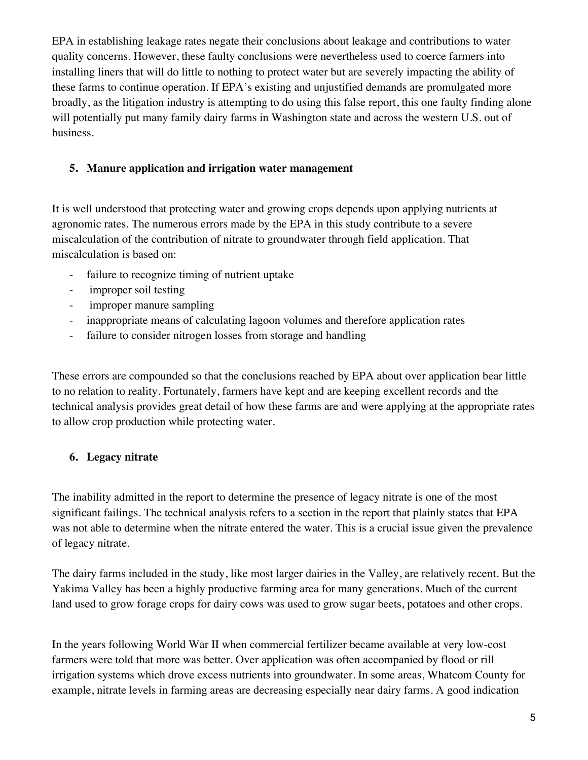EPA in establishing leakage rates negate their conclusions about leakage and contributions to water quality concerns. However, these faulty conclusions were nevertheless used to coerce farmers into installing liners that will do little to nothing to protect water but are severely impacting the ability of these farms to continue operation. If EPA's existing and unjustified demands are promulgated more broadly, as the litigation industry is attempting to do using this false report, this one faulty finding alone will potentially put many family dairy farms in Washington state and across the western U.S. out of business.

### 5. Manure application and irrigation water management

It is well understood that protecting water and growing crops depends upon applying nutrients at agronomic rates. The numerous errors made by the EPA in this study contribute to a severe miscalculation of the contribution of nitrate to groundwater through field application. That miscalculation is based on:

- failure to recognize timing of nutrient uptake
- improper soil testing
- improper manure sampling
- inappropriate means of calculating lagoon volumes and therefore application rates
- failure to consider nitrogen losses from storage and handling

These errors are compounded so that the conclusions reached by EPA about over application bear little to no relation to reality. Fortunately, farmers have kept and are keeping excellent records and the technical analysis provides great detail of how these farms are and were applying at the appropriate rates to allow crop production while protecting water.

### 6. Legacy nitrate

The inability admitted in the report to determine the presence of legacy nitrate is one of the most significant failings. The technical analysis refers to a section in the report that plainly states that EPA was not able to determine when the nitrate entered the water. This is a crucial issue given the prevalence of legacy nitrate.

The dairy farms included in the study, like most larger dairies in the Valley, are relatively recent. But the Yakima Valley has been a highly productive farming area for many generations. Much of the current land used to grow forage crops for dairy cows was used to grow sugar beets, potatoes and other crops.

In the years following World War II when commercial fertilizer became available at very low-cost farmers were told that more was better. Over application was often accompanied by flood or rill irrigation systems which drove excess nutrients into groundwater. In some areas, Whatcom County for example, nitrate levels in farming areas are decreasing especially near dairy farms. A good indication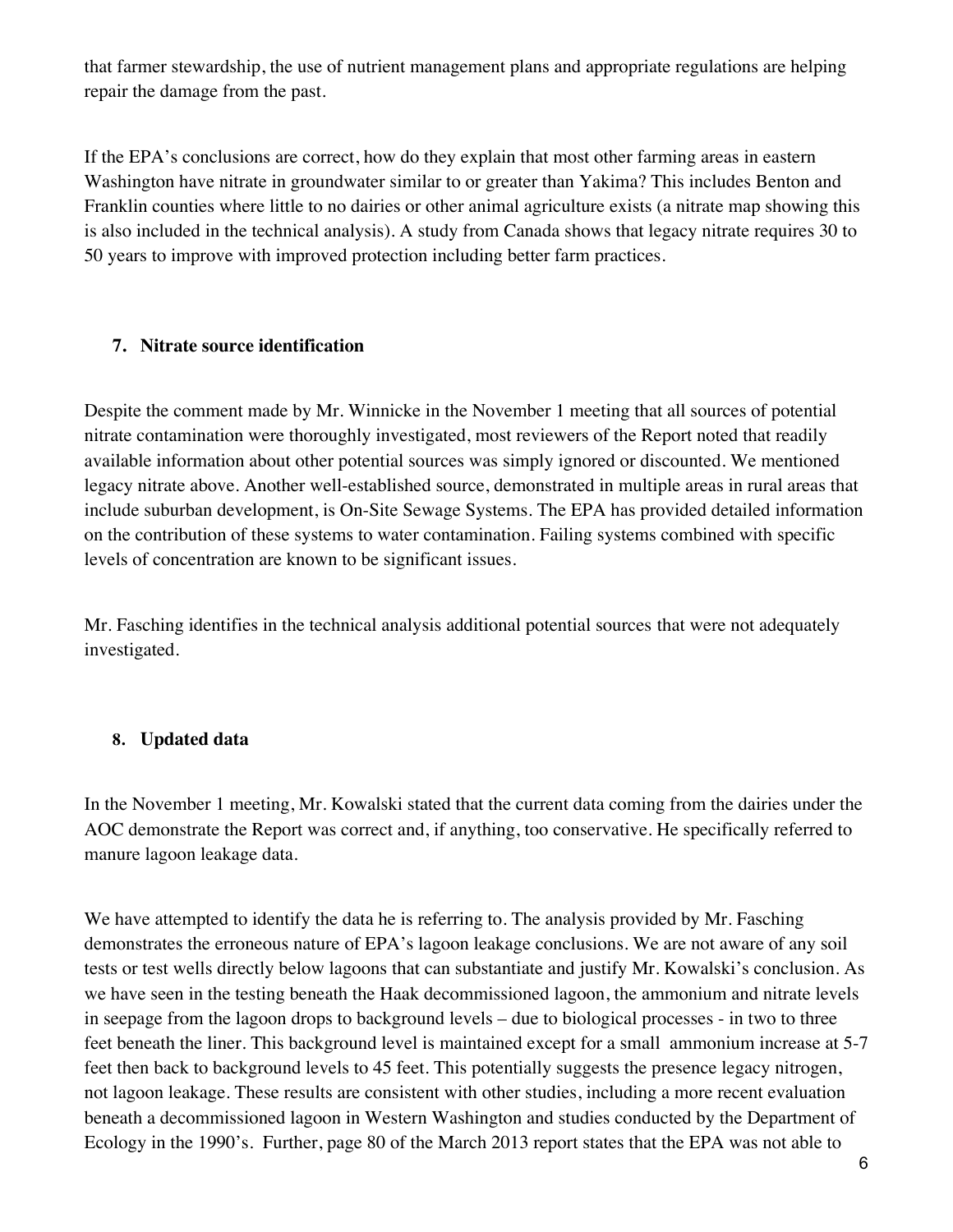that farmer stewardship, the use of nutrient management plans and appropriate regulations are helping repair the damage from the past.

If the EPA's conclusions are correct, how do they explain that most other farming areas in eastern Washington have nitrate in groundwater similar to or greater than Yakima? This includes Benton and Franklin counties where little to no dairies or other animal agriculture exists (a nitrate map showing this is also included in the technical analysis). A study from Canada shows that legacy nitrate requires 30 to 50 years to improve with improved protection including better farm practices.

## 7. Nitrate source identification

Despite the comment made by Mr. Winnicke in the November 1 meeting that all sources of potential nitrate contamination were thoroughly investigated, most reviewers of the Report noted that readily available information about other potential sources was simply ignored or discounted. We mentioned legacy nitrate above. Another well-established source, demonstrated in multiple areas in rural areas that include suburban development, is On-Site Sewage Systems. The EPA has provided detailed information on the contribution of these systems to water contamination. Failing systems combined with specific levels of concentration are known to be significant issues.

Mr. Fasching identifies in the technical analysis additional potential sources that were not adequately investigated.

## 8. Updated data

In the November 1 meeting, Mr. Kowalski stated that the current data coming from the dairies under the AOC demonstrate the Report was correct and, if anything, too conservative. He specifically referred to manure lagoon leakage data.

We have attempted to identify the data he is referring to. The analysis provided by Mr. Fasching demonstrates the erroneous nature of EPA's lagoon leakage conclusions. We are not aware of any soil tests or test wells directly below lagoons that can substantiate and justify Mr. Kowalski's conclusion. As we have seen in the testing beneath the Haak decommissioned lagoon, the ammonium and nitrate levels in seepage from the lagoon drops to background levels – due to biological processes - in two to three feet beneath the liner. This background level is maintained except for a small ammonium increase at 5-7 feet then back to background levels to 45 feet. This potentially suggests the presence legacy nitrogen, not lagoon leakage. These results are consistent with other studies, including a more recent evaluation beneath a decommissioned lagoon in Western Washington and studies conducted by the Department of Ecology in the 1990's. Further, page 80 of the March 2013 report states that the EPA was not able to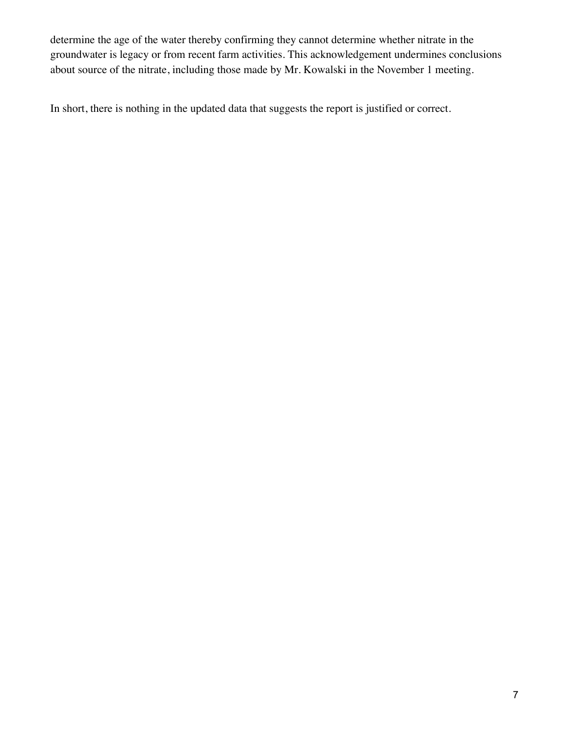determine the age of the water thereby confirming they cannot determine whether nitrate in the groundwater is legacy or from recent farm activities. This acknowledgement undermines conclusions about source of the nitrate, including those made by Mr. Kowalski in the November 1 meeting.

In short, there is nothing in the updated data that suggests the report is justified or correct.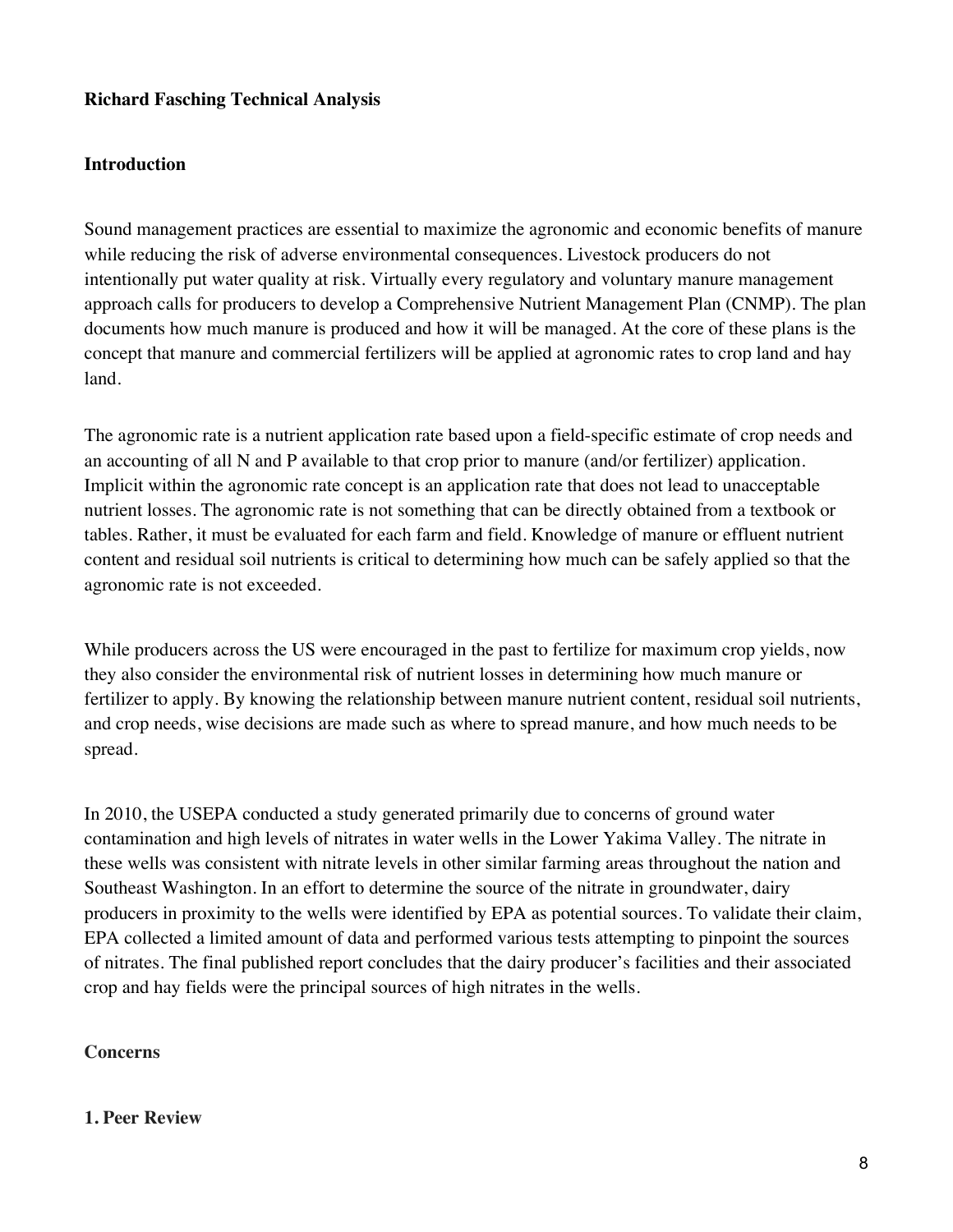**Richard Fasching Technical Analysis**

**Introduction**

Sound management practices are essential to maximize the agronomic and economic benefits of manure while reducing the risk of adverse environmental consequences. Livestock producers do not intentionally put water quality at risk. Virtually every regulatory and voluntary manure management approach calls for producers to develop a Comprehensive Nutrient Management Plan (CNMP). The plan documents how much manure is produced and how it will be managed. At the core of these plans is the concept that manure and commercial fertilizers will be applied at agronomic rates to crop land and hay land.

The agronomic rate is a nutrient application rate based upon a field-specific estimate of crop needs and an accounting of all N and P available to that crop prior to manure (and/or fertilizer) application. Implicit within the agronomic rate concept is an application rate that does not lead to unacceptable nutrient losses. The agronomic rate is not something that can be directly obtained from a textbook or tables. Rather, it must be evaluated for each farm and field. Knowledge of manure or effluent nutrient content and residual soil nutrients is critical to determining how much can be safely applied so that the agronomic rate is not exceeded.

While producers across the US were encouraged in the past to fertilize for maximum crop yields, now they also consider the environmental risk of nutrient losses in determining how much manure or fertilizer to apply. By knowing the relationship between manure nutrient content, residual soil nutrients, and crop needs, wise decisions are made such as where to spread manure, and how much needs to be spread.

In 2010, the USEPA conducted a study generated primarily due to concerns of ground water contamination and high levels of nitrates in water wells in the Lower Yakima Valley. The nitrate in these wells was consistent with nitrate levels in other similar farming areas throughout the nation and Southeast Washington. In an effort to determine the source of the nitrate in groundwater, dairy producers in proximity to the wells were identified by EPA as potential sources. To validate their claim, EPA collected a limited amount of data and performed various tests attempting to pinpoint the sources of nitrates. The final published report concludes that the dairy producer's facilities and their associated crop and hay fields were the principal sources of high nitrates in the wells.

**Concerns**

**1. Peer Review**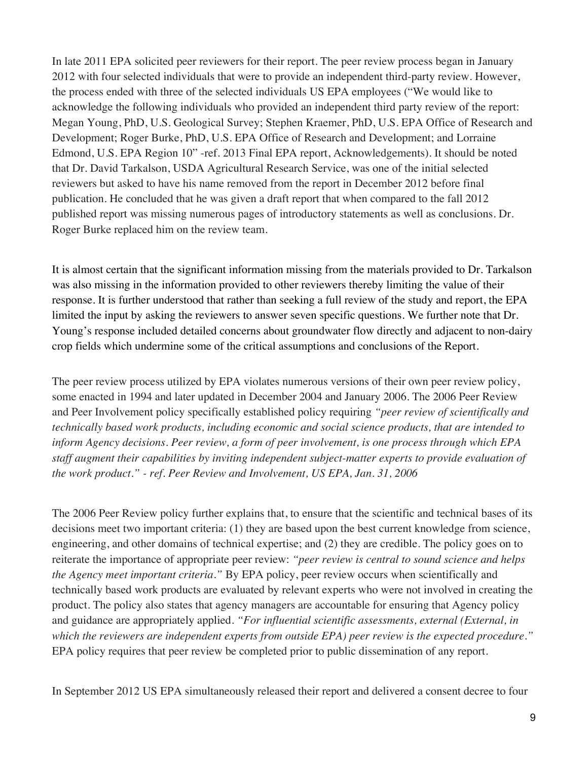In late 2011 EPA solicited peer reviewers for their report. The peer review process began in January 2012 with four selected individuals that were to provide an independent third-party review. However, the process ended with three of the selected individuals US EPA employees ("We would like to acknowledge the following individuals who provided an independent third party review of the report: Megan Young, PhD, U.S. Geological Survey; Stephen Kraemer, PhD, U.S. EPA Office of Research and Development; Roger Burke, PhD, U.S. EPA Office of Research and Development; and Lorraine Edmond, U.S. EPA Region 10" -ref. 2013 Final EPA report, Acknowledgements). It should be noted that Dr. David Tarkalson, USDA Agricultural Research Service, was one of the initial selected reviewers but asked to have his name removed from the report in December 2012 before final publication. He concluded that he was given a draft report that when compared to the fall 2012 published report was missing numerous pages of introductory statements as well as conclusions. Dr. Roger Burke replaced him on the review team.

It is almost certain that the significant information missing from the materials provided to Dr. Tarkalson was also missing in the information provided to other reviewers thereby limiting the value of their response. It is further understood that rather than seeking a full review of the study and report, the EPA limited the input by asking the reviewers to answer seven specific questions. We further note that Dr. Young's response included detailed concerns about groundwater flow directly and adjacent to non-dairy crop fields which undermine some of the critical assumptions and conclusions of the Report.

The peer review process utilized by EPA violates numerous versions of their own peer review policy, some enacted in 1994 and later updated in December 2004 and January 2006. The 2006 Peer Review and Peer Involvement policy specifically established policy requiring *"peer review of scientifically and technically based work products, including economic and social science products, that are intended to inform Agency decisions. Peer review, a form of peer involvement, is one process through which EPA staff augment their capabilities by inviting independent subject-matter experts to provide evaluation of the work product." - ref. Peer Review and Involvement, US EPA, Jan. 31, 2006*

The 2006 Peer Review policy further explains that, to ensure that the scientific and technical bases of its decisions meet two important criteria: (1) they are based upon the best current knowledge from science, engineering, and other domains of technical expertise; and (2) they are credible. The policy goes on to reiterate the importance of appropriate peer review: *"peer review is central to sound science and helps the Agency meet important criteria."* By EPA policy, peer review occurs when scientifically and technically based work products are evaluated by relevant experts who were not involved in creating the product. The policy also states that agency managers are accountable for ensuring that Agency policy and guidance are appropriately applied. *"For influential scientific assessments, external (External, in which the reviewers are independent experts from outside EPA) peer review is the expected procedure."* EPA policy requires that peer review be completed prior to public dissemination of any report.

In September 2012 US EPA simultaneously released their report and delivered a consent decree to four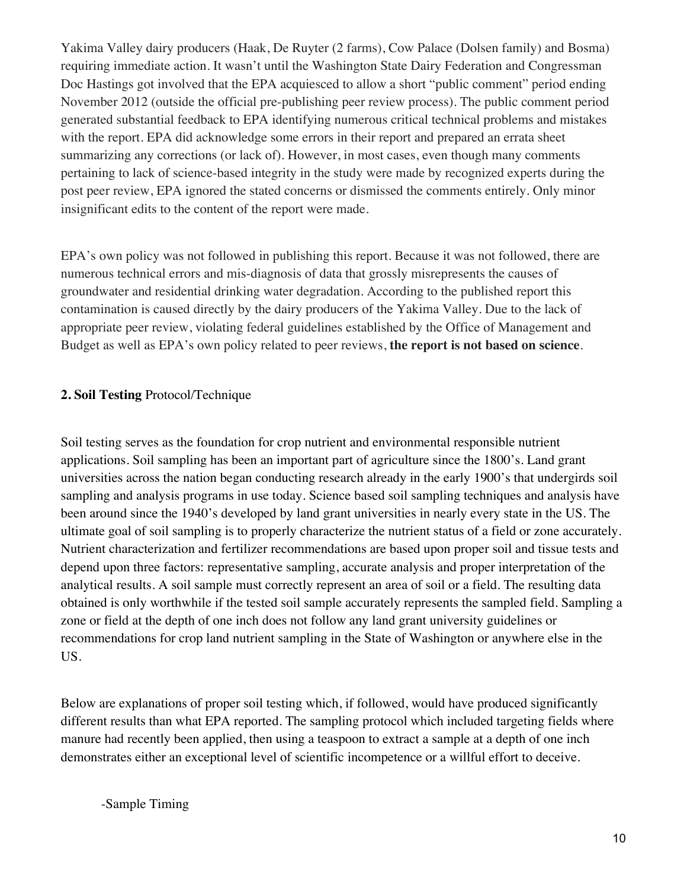Yakima Valley dairy producers (Haak, De Ruyter (2 farms), Cow Palace (Dolsen family) and Bosma) requiring immediate action. It wasn't until the Washington State Dairy Federation and Congressman Doc Hastings got involved that the EPA acquiesced to allow a short "public comment" period ending November 2012 (outside the official pre-publishing peer review process). The public comment period generated substantial feedback to EPA identifying numerous critical technical problems and mistakes with the report. EPA did acknowledge some errors in their report and prepared an errata sheet summarizing any corrections (or lack of). However, in most cases, even though many comments pertaining to lack of science-based integrity in the study were made by recognized experts during the post peer review, EPA ignored the stated concerns or dismissed the comments entirely. Only minor insignificant edits to the content of the report were made.

EPA's own policy was not followed in publishing this report. Because it was not followed, there are numerous technical errors and mis-diagnosis of data that grossly misrepresents the causes of groundwater and residential drinking water degradation. According to the published report this contamination is caused directly by the dairy producers of the Yakima Valley. Due to the lack of appropriate peer review, violating federal guidelines established by the Office of Management and Budget as well as EPA's own policy related to peer reviews, **the report is not based on science**.

**2. Soil Testing** Protocol/Technique

Soil testing serves as the foundation for crop nutrient and environmental responsible nutrient applications. Soil sampling has been an important part of agriculture since the 1800's. Land grant universities across the nation began conducting research already in the early 1900's that undergirds soil sampling and analysis programs in use today. Science based soil sampling techniques and analysis have been around since the 1940's developed by land grant universities in nearly every state in the US. The ultimate goal of soil sampling is to properly characterize the nutrient status of a field or zone accurately. Nutrient characterization and fertilizer recommendations are based upon proper soil and tissue tests and depend upon three factors: representative sampling, accurate analysis and proper interpretation of the analytical results. A soil sample must correctly represent an area of soil or a field. The resulting data obtained is only worthwhile if the tested soil sample accurately represents the sampled field. Sampling a zone or field at the depth of one inch does not follow any land grant university guidelines or recommendations for crop land nutrient sampling in the State of Washington or anywhere else in the US.

Below are explanations of proper soil testing which, if followed, would have produced significantly different results than what EPA reported. The sampling protocol which included targeting fields where manure had recently been applied, then using a teaspoon to extract a sample at a depth of one inch demonstrates either an exceptional level of scientific incompetence or a willful effort to deceive.

-Sample Timing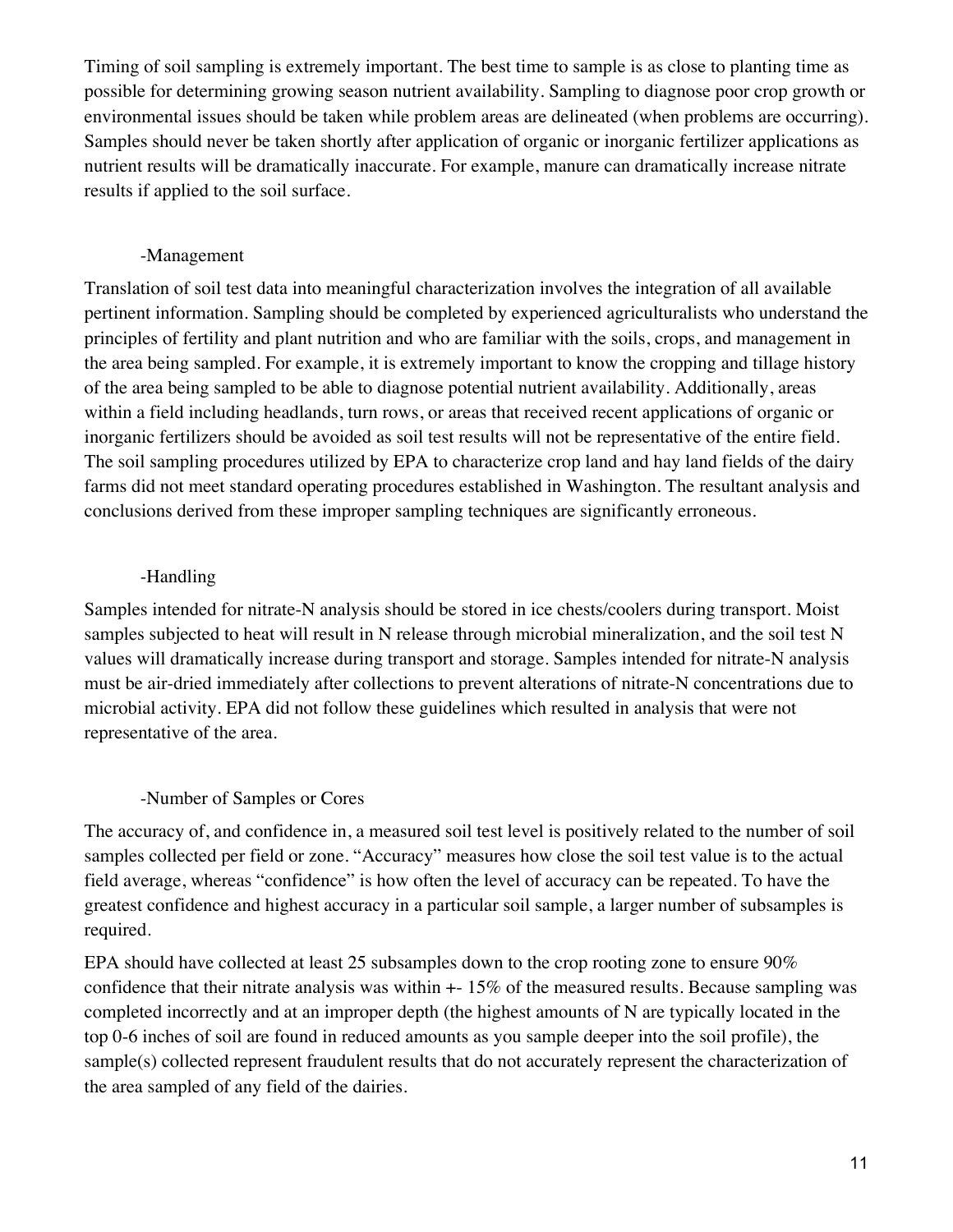Timing of soil sampling is extremely important. The best time to sample is as close to planting time as possible for determining growing season nutrient availability. Sampling to diagnose poor crop growth or environmental issues should be taken while problem areas are delineated (when problems are occurring). Samples should never be taken shortly after application of organic or inorganic fertilizer applications as nutrient results will be dramatically inaccurate. For example, manure can dramatically increase nitrate results if applied to the soil surface.

### -Management

Translation of soil test data into meaningful characterization involves the integration of all available pertinent information. Sampling should be completed by experienced agriculturalists who understand the principles of fertility and plant nutrition and who are familiar with the soils, crops, and management in the area being sampled. For example, it is extremely important to know the cropping and tillage history of the area being sampled to be able to diagnose potential nutrient availability. Additionally, areas within a field including headlands, turn rows, or areas that received recent applications of organic or inorganic fertilizers should be avoided as soil test results will not be representative of the entire field. The soil sampling procedures utilized by EPA to characterize crop land and hay land fields of the dairy farms did not meet standard operating procedures established in Washington. The resultant analysis and conclusions derived from these improper sampling techniques are significantly erroneous.

### -Handling

Samples intended for nitrate-N analysis should be stored in ice chests/coolers during transport. Moist samples subjected to heat will result in N release through microbial mineralization, and the soil test N values will dramatically increase during transport and storage. Samples intended for nitrate-N analysis must be air-dried immediately after collections to prevent alterations of nitrate-N concentrations due to microbial activity. EPA did not follow these guidelines which resulted in analysis that were not representative of the area.

### -Number of Samples or Cores

The accuracy of, and confidence in, a measured soil test level is positively related to the number of soil samples collected per field or zone. "Accuracy" measures how close the soil test value is to the actual field average, whereas "confidence" is how often the level of accuracy can be repeated. To have the greatest confidence and highest accuracy in a particular soil sample, a larger number of subsamples is required.

EPA should have collected at least 25 subsamples down to the crop rooting zone to ensure 90% confidence that their nitrate analysis was within +- 15% of the measured results. Because sampling was completed incorrectly and at an improper depth (the highest amounts of N are typically located in the top 0-6 inches of soil are found in reduced amounts as you sample deeper into the soil profile), the sample(s) collected represent fraudulent results that do not accurately represent the characterization of the area sampled of any field of the dairies.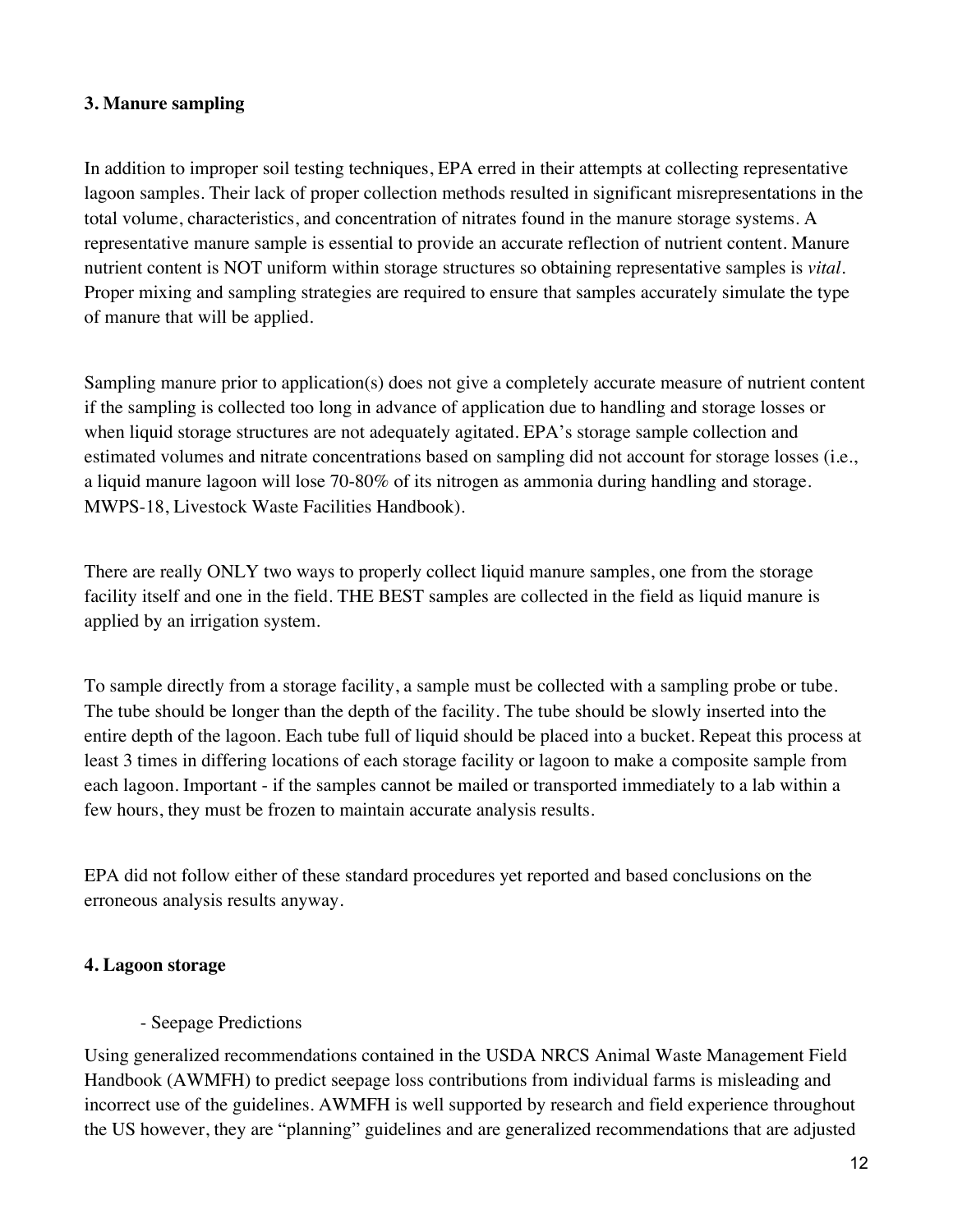### 3. Manure sampling

In addition to improper soil testing techniques, EPA erred in their attempts at collecting representative lagoon samples. Their lack of proper collection methods resulted in significant misrepresentations in the total volume, characteristics, and concentration of nitrates found in the manure storage systems. A representative manure sample is essential to provide an accurate reflection of nutrient content. Manure nutrient content is NOT uniform within storage structures so obtaining representative samples is *vital*. Proper mixing and sampling strategies are required to ensure that samples accurately simulate the type of manure that will be applied.

Sampling manure prior to application(s) does not give a completely accurate measure of nutrient content if the sampling is collected too long in advance of application due to handling and storage losses or when liquid storage structures are not adequately agitated. EPA's storage sample collection and estimated volumes and nitrate concentrations based on sampling did not account for storage losses (i.e., a liquid manure lagoon will lose 70-80% of its nitrogen as ammonia during handling and storage. MWPS-18, Livestock Waste Facilities Handbook).

There are really ONLY two ways to properly collect liquid manure samples, one from the storage facility itself and one in the field. THE BEST samples are collected in the field as liquid manure is applied by an irrigation system.

To sample directly from a storage facility, a sample must be collected with a sampling probe or tube. The tube should be longer than the depth of the facility. The tube should be slowly inserted into the entire depth of the lagoon. Each tube full of liquid should be placed into a bucket. Repeat this process at least 3 times in differing locations of each storage facility or lagoon to make a composite sample from each lagoon. Important - if the samples cannot be mailed or transported immediately to a lab within a few hours, they must be frozen to maintain accurate analysis results.

EPA did not follow either of these standard procedures yet reported and based conclusions on the erroneous analysis results anyway.

### 4. Lagoon storage

- Seepage Predictions

Using generalized recommendations contained in the USDA NRCS Animal Waste Management Field Handbook (AWMFH) to predict seepage loss contributions from individual farms is misleading and incorrect use of the guidelines. AWMFH is well supported by research and field experience throughout the US however, they are "planning" guidelines and are generalized recommendations that are adjusted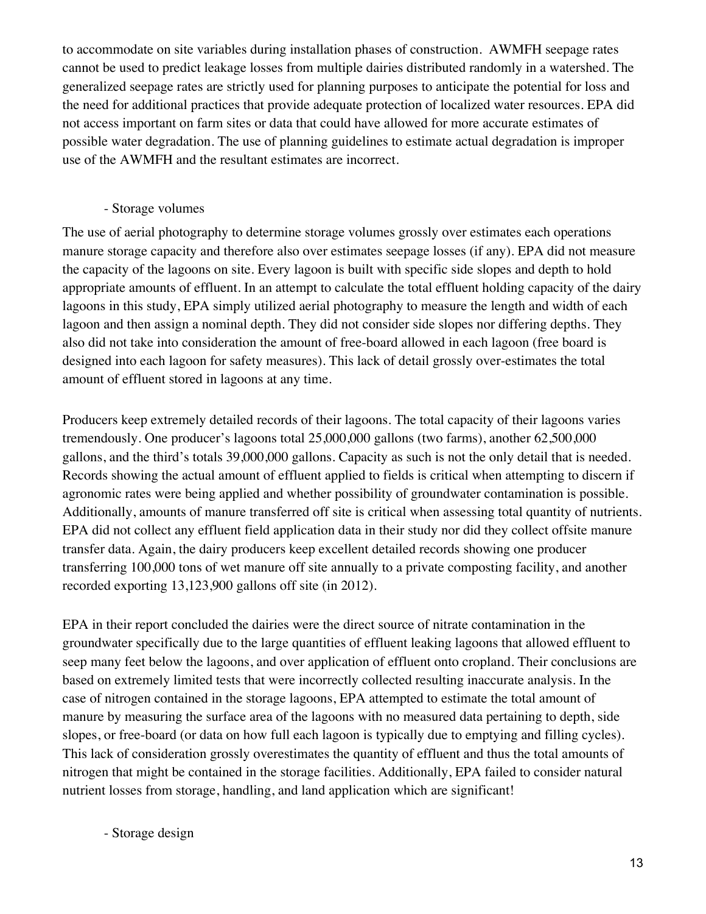to accommodate on site variables during installation phases of construction. AWMFH seepage rates cannot be used to predict leakage losses from multiple dairies distributed randomly in a watershed. The generalized seepage rates are strictly used for planning purposes to anticipate the potential for loss and the need for additional practices that provide adequate protection of localized water resources. EPA did not access important on farm sites or data that could have allowed for more accurate estimates of possible water degradation. The use of planning guidelines to estimate actual degradation is improper use of the AWMFH and the resultant estimates are incorrect.

- Storage volumes

The use of aerial photography to determine storage volumes grossly over estimates each operations manure storage capacity and therefore also over estimates seepage losses (if any). EPA did not measure the capacity of the lagoons on site. Every lagoon is built with specific side slopes and depth to hold appropriate amounts of effluent. In an attempt to calculate the total effluent holding capacity of the dairy lagoons in this study, EPA simply utilized aerial photography to measure the length and width of each lagoon and then assign a nominal depth. They did not consider side slopes nor differing depths. They also did not take into consideration the amount of free-board allowed in each lagoon (free board is designed into each lagoon for safety measures). This lack of detail grossly over-estimates the total amount of effluent stored in lagoons at any time.

Producers keep extremely detailed records of their lagoons. The total capacity of their lagoons varies tremendously. One producer's lagoons total 25,000,000 gallons (two farms), another 62,500,000 gallons, and the third's totals 39,000,000 gallons. Capacity as such is not the only detail that is needed. Records showing the actual amount of effluent applied to fields is critical when attempting to discern if agronomic rates were being applied and whether possibility of groundwater contamination is possible. Additionally, amounts of manure transferred off site is critical when assessing total quantity of nutrients. EPA did not collect any effluent field application data in their study nor did they collect offsite manure transfer data. Again, the dairy producers keep excellent detailed records showing one producer transferring 100,000 tons of wet manure off site annually to a private composting facility, and another recorded exporting 13,123,900 gallons off site (in 2012).

EPA in their report concluded the dairies were the direct source of nitrate contamination in the groundwater specifically due to the large quantities of effluent leaking lagoons that allowed effluent to seep many feet below the lagoons, and over application of effluent onto cropland. Their conclusions are based on extremely limited tests that were incorrectly collected resulting inaccurate analysis. In the case of nitrogen contained in the storage lagoons, EPA attempted to estimate the total amount of manure by measuring the surface area of the lagoons with no measured data pertaining to depth, side slopes, or free-board (or data on how full each lagoon is typically due to emptying and filling cycles). This lack of consideration grossly overestimates the quantity of effluent and thus the total amounts of nitrogen that might be contained in the storage facilities. Additionally, EPA failed to consider natural nutrient losses from storage, handling, and land application which are significant!

- Storage design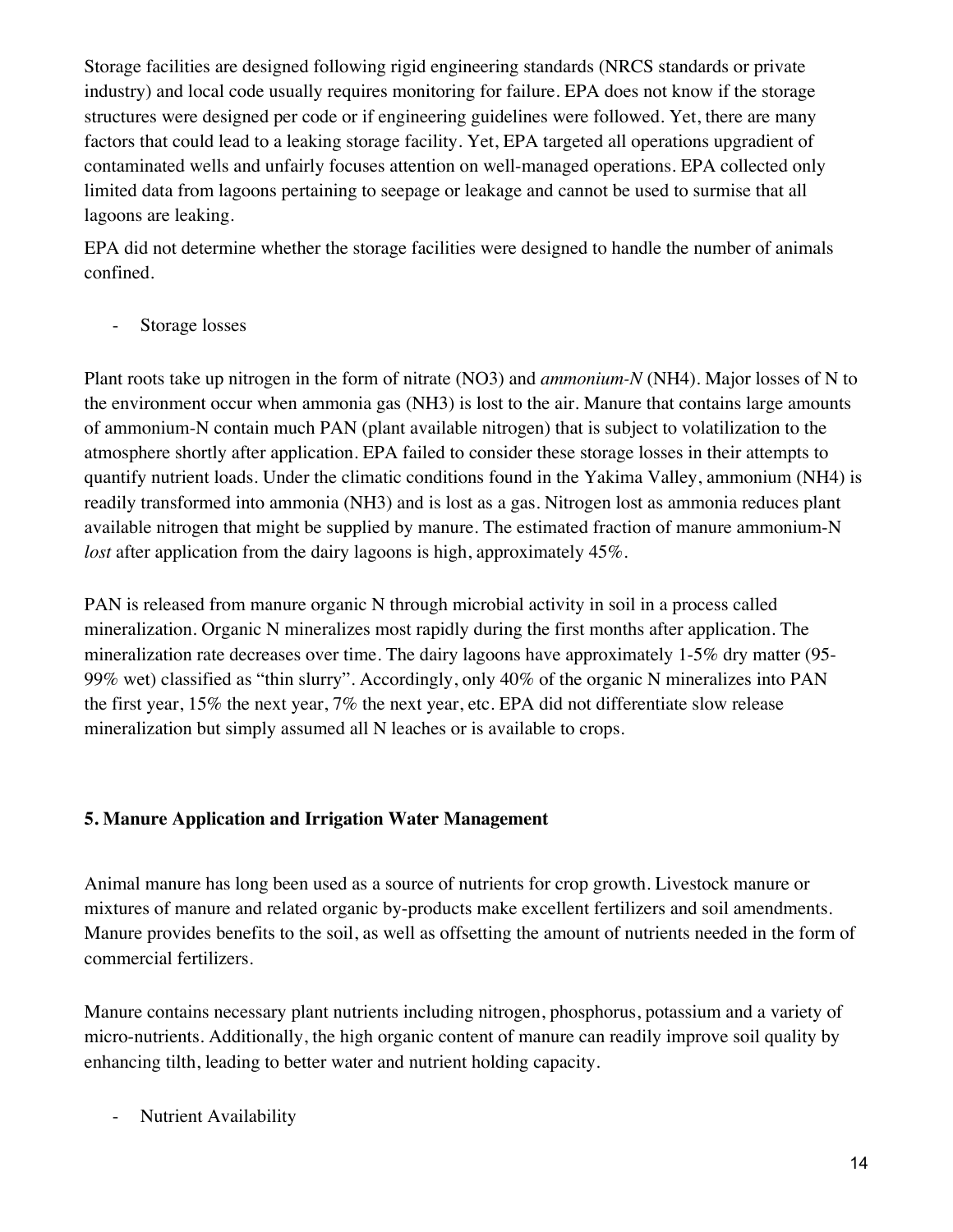Storage facilities are designed following rigid engineering standards (NRCS standards or private industry) and local code usually requires monitoring for failure. EPA does not know if the storage structures were designed per code or if engineering guidelines were followed. Yet, there are many factors that could lead to a leaking storage facility. Yet, EPA targeted all operations upgradient of contaminated wells and unfairly focuses attention on well-managed operations. EPA collected only limited data from lagoons pertaining to seepage or leakage and cannot be used to surmise that all lagoons are leaking.

EPA did not determine whether the storage facilities were designed to handle the number of animals confined.

- Storage losses

Plant roots take up nitrogen in the form of nitrate ($NO_3$) and *ammonium-N* ($NH_4$). Major losses of N to the environment occur when ammonia gas ($NH_3$) is lost to the air. Manure that contains large amounts of ammonium-N contain much PAN (plant available nitrogen) that is subject to volatilization to the atmosphere shortly after application. EPA failed to consider these storage losses in their attempts to quantify nutrient loads. Under the climatic conditions found in the Yakima Valley, ammonium ($NH_4$) is readily transformed into ammonia ($NH_3$) and is lost as a gas. Nitrogen lost as ammonia reduces plant available nitrogen that might be supplied by manure. The estimated fraction of manure ammonium-N *lost* after application from the dairy lagoons is high, approximately 45%.

PAN is released from manure organic N through microbial activity in soil in a process called mineralization. Organic N mineralizes most rapidly during the first months after application. The mineralization rate decreases over time. The dairy lagoons have approximately 1-5% dry matter (95-99% wet) classified as "thin slurry". Accordingly, only 40% of the organic N mineralizes into PAN the first year, 15% the next year, 7% the next year, etc. EPA did not differentiate slow release mineralization but simply assumed all N leaches or is available to crops.

**5. Manure Application and Irrigation Water Management**

Animal manure has long been used as a source of nutrients for crop growth. Livestock manure or mixtures of manure and related organic by-products make excellent fertilizers and soil amendments. Manure provides benefits to the soil, as well as offsetting the amount of nutrients needed in the form of commercial fertilizers.

Manure contains necessary plant nutrients including nitrogen, phosphorus, potassium and a variety of micro-nutrients. Additionally, the high organic content of manure can readily improve soil quality by enhancing tilth, leading to better water and nutrient holding capacity.

- Nutrient Availability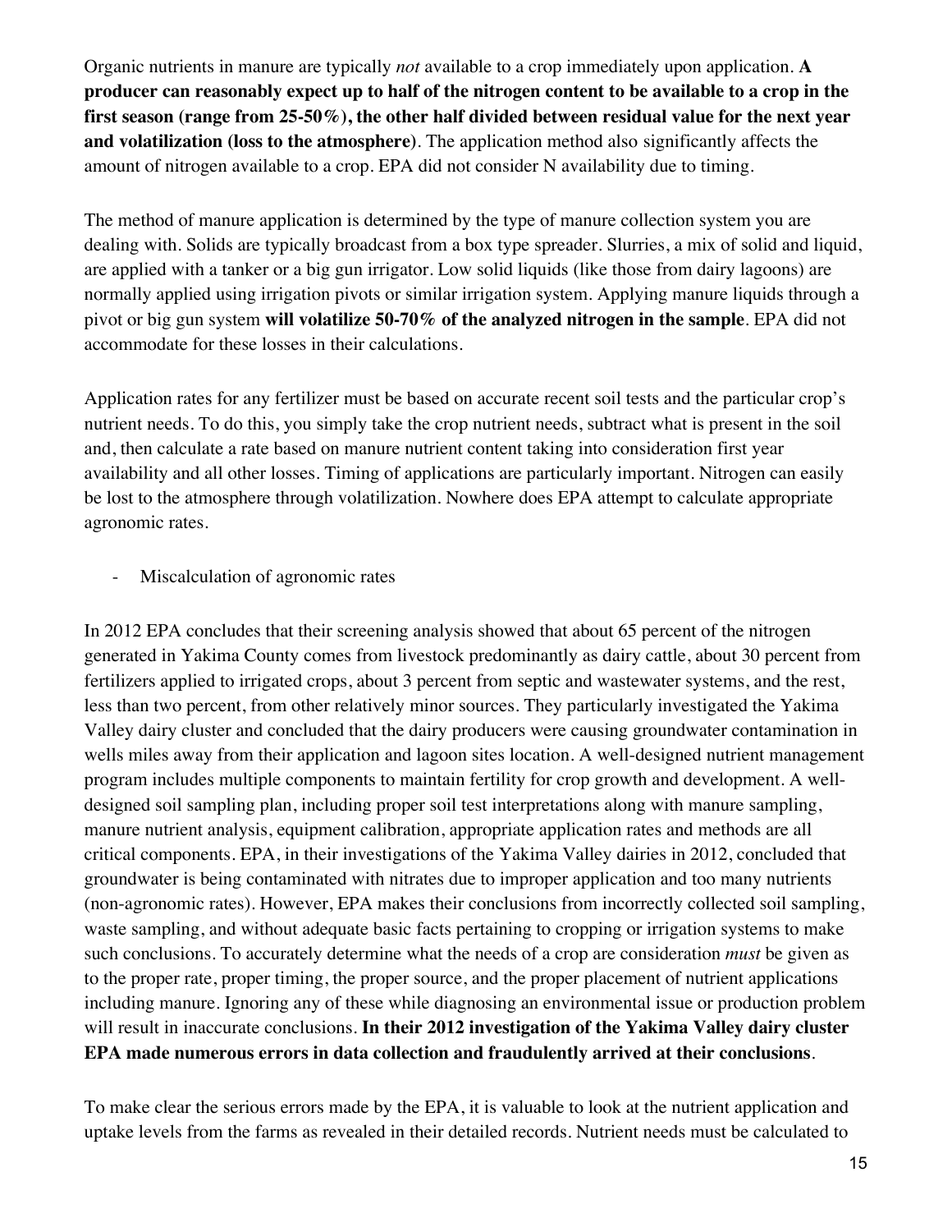Organic nutrients in manure are typically *not* available to a crop immediately upon application. **A producer can reasonably expect up to half of the nitrogen content to be available to a crop in the first season (range from 25-50%), the other half divided between residual value for the next year and volatilization (loss to the atmosphere)**. The application method also significantly affects the amount of nitrogen available to a crop. EPA did not consider N availability due to timing.

The method of manure application is determined by the type of manure collection system you are dealing with. Solids are typically broadcast from a box type spreader. Slurries, a mix of solid and liquid, are applied with a tanker or a big gun irrigator. Low solid liquids (like those from dairy lagoons) are normally applied using irrigation pivots or similar irrigation system. Applying manure liquids through a pivot or big gun system **will volatilize 50-70% of the analyzed nitrogen in the sample**. EPA did not accommodate for these losses in their calculations.

Application rates for any fertilizer must be based on accurate recent soil tests and the particular crop's nutrient needs. To do this, you simply take the crop nutrient needs, subtract what is present in the soil and, then calculate a rate based on manure nutrient content taking into consideration first year availability and all other losses. Timing of applications are particularly important. Nitrogen can easily be lost to the atmosphere through volatilization. Nowhere does EPA attempt to calculate appropriate agronomic rates.

- Miscalculation of agronomic rates

In 2012 EPA concludes that their screening analysis showed that about 65 percent of the nitrogen generated in Yakima County comes from livestock predominantly as dairy cattle, about 30 percent from fertilizers applied to irrigated crops, about 3 percent from septic and wastewater systems, and the rest, less than two percent, from other relatively minor sources. They particularly investigated the Yakima Valley dairy cluster and concluded that the dairy producers were causing groundwater contamination in wells miles away from their application and lagoon sites location. A well-designed nutrient management program includes multiple components to maintain fertility for crop growth and development. A well-designed soil sampling plan, including proper soil test interpretations along with manure sampling, manure nutrient analysis, equipment calibration, appropriate application rates and methods are all critical components. EPA, in their investigations of the Yakima Valley dairies in 2012, concluded that groundwater is being contaminated with nitrates due to improper application and too many nutrients (non-agronomic rates). However, EPA makes their conclusions from incorrectly collected soil sampling, waste sampling, and without adequate basic facts pertaining to cropping or irrigation systems to make such conclusions. To accurately determine what the needs of a crop are consideration *must* be given as to the proper rate, proper timing, the proper source, and the proper placement of nutrient applications including manure. Ignoring any of these while diagnosing an environmental issue or production problem will result in inaccurate conclusions. **In their 2012 investigation of the Yakima Valley dairy cluster EPA made numerous errors in data collection and fraudulently arrived at their conclusions**.

To make clear the serious errors made by the EPA, it is valuable to look at the nutrient application and uptake levels from the farms as revealed in their detailed records. Nutrient needs must be calculated to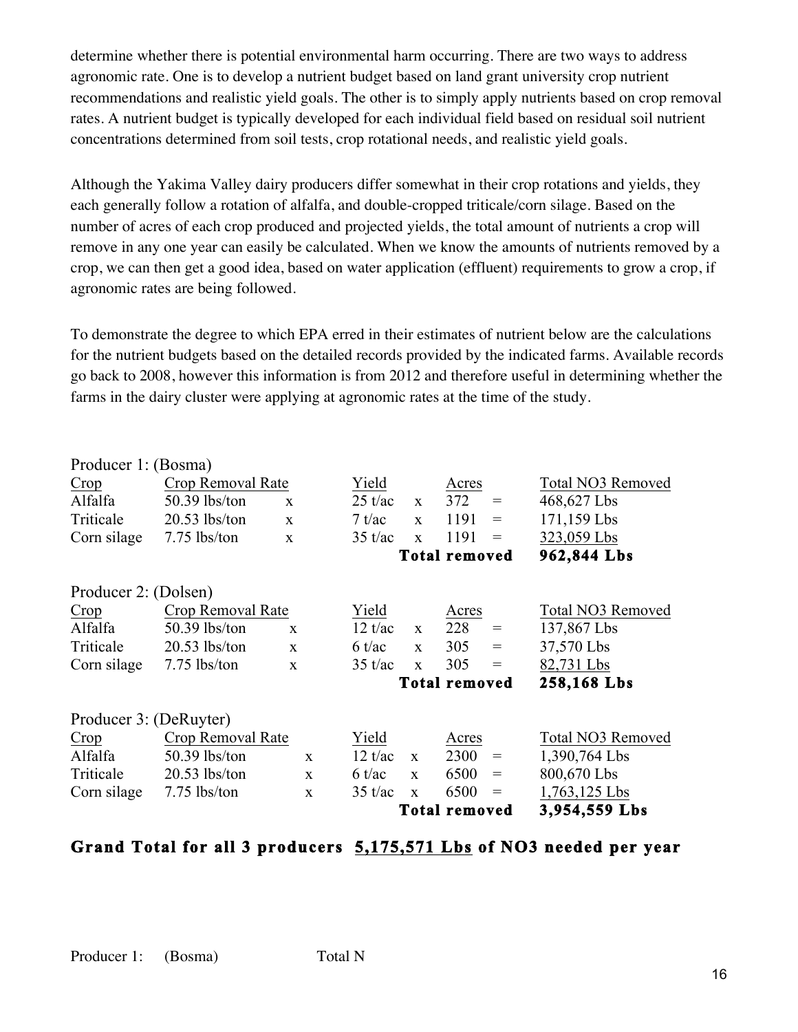determine whether there is potential environmental harm occurring. There are two ways to address agronomic rate. One is to develop a nutrient budget based on land grant university crop nutrient recommendations and realistic yield goals. The other is to simply apply nutrients based on crop removal rates. A nutrient budget is typically developed for each individual field based on residual soil nutrient concentrations determined from soil tests, crop rotational needs, and realistic yield goals.

Although the Yakima Valley dairy producers differ somewhat in their crop rotations and yields, they each generally follow a rotation of alfalfa, and double-cropped triticale/corn silage. Based on the number of acres of each crop produced and projected yields, the total amount of nutrients a crop will remove in any one year can easily be calculated. When we know the amounts of nutrients removed by a crop, we can then get a good idea, based on water application (effluent) requirements to grow a crop, if agronomic rates are being followed.

To demonstrate the degree to which EPA erred in their estimates of nutrient below are the calculations for the nutrient budgets based on the detailed records provided by the indicated farms. Available records go back to 2008, however this information is from 2012 and therefore useful in determining whether the farms in the dairy cluster were applying at agronomic rates at the time of the study.

Producer 1: (Bosma)

| Crop | Crop Removal Rate | | Yield | | Acres | | Total NO3 Removed |
|---|---|---|---|---|---|---|---|
| Alfalfa | 50.39 lbs/ton | x | 25 t/ac | x | 372 | = | 468,627 Lbs |
| Triticale | 20.53 lbs/ton | x | 7 t/ac | x | 1191 | = | 171,159 Lbs |
| Corn silage | 7.75 lbs/ton | x | 35 t/ac | x | 1191 | = | 323,059 Lbs |
| | | | | | **Total removed** | | **962,844 Lbs** |

Producer 2: (Dolsen)

| Crop | Crop Removal Rate | | Yield | | Acres | | Total NO3 Removed |
|---|---|---|---|---|---|---|---|
| Alfalfa | 50.39 lbs/ton | x | 12 t/ac | x | 228 | = | 137,867 Lbs |
| Triticale | 20.53 lbs/ton | x | 6 t/ac | x | 305 | = | 37,570 Lbs |
| Corn silage | 7.75 lbs/ton | x | 35 t/ac | x | 305 | = | 82,731 Lbs |
| | | | | | **Total removed** | | **258,168 Lbs** |

Producer 3: (DeRuyter)

| Crop | Crop Removal Rate | | Yield | | Acres | | Total NO3 Removed |
|---|---|---|---|---|---|---|---|
| Alfalfa | 50.39 lbs/ton | x | 12 t/ac | x | 2300 | = | 1,390,764 Lbs |
| Triticale | 20.53 lbs/ton | x | 6 t/ac | x | 6500 | = | 800,670 Lbs |
| Corn silage | 7.75 lbs/ton | x | 35 t/ac | x | 6500 | = | 1,763,125 Lbs |
| | | | | | **Total removed** | | **3,954,559 Lbs** |

**Grand Total for all 3 producers <u>5,175,571 Lbs</u> of NO3 needed per year**

Producer 1: (Bosma) Total N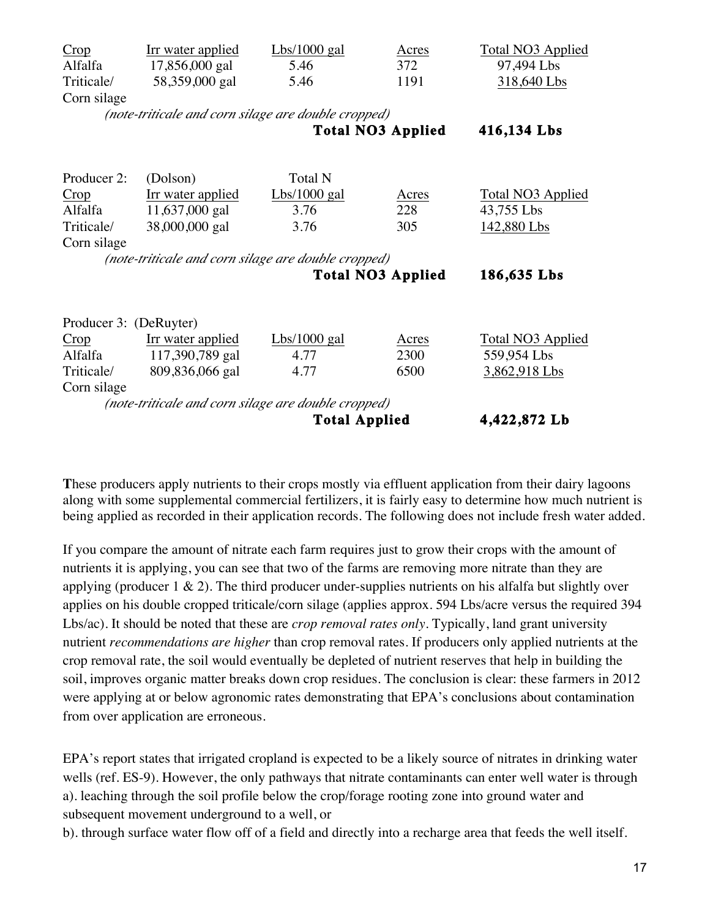| Crop | Irr water applied | Lbs/1000 gal | Acres | Total NO3 Applied |
|---|---|---|---|---|
| Alfalfa | 17,856,000 gal | 5.46 | 372 | 97,494 Lbs |
| Triticale/ Corn silage | 58,359,000 gal | 5.46 | 1191 | 318,640 Lbs |

*(note-triticale and corn silage are double cropped)*

**Total NO3 Applied 416,134 Lbs**

Producer 2: (Dolson)

| Crop | Irr water applied | Total N Lbs/1000 gal | Acres | Total NO3 Applied |
|---|---|---|---|---|
| Alfalfa | 11,637,000 gal | 3.76 | 228 | 43,755 Lbs |
| Triticale/ Corn silage | 38,000,000 gal | 3.76 | 305 | 142,880 Lbs |

*(note-triticale and corn silage are double cropped)*

**Total NO3 Applied 186,635 Lbs**

Producer 3: (DeRuyter)

| Crop | Irr water applied | Lbs/1000 gal | Acres | Total NO3 Applied |
|---|---|---|---|---|
| Alfalfa | 117,390,789 gal | 4.77 | 2300 | 559,954 Lbs |
| Triticale/ Corn silage | 809,836,066 gal | 4.77 | 6500 | 3,862,918 Lbs |

*(note-triticale and corn silage are double cropped)*

**Total Applied 4,422,872 Lb**

**T**hese producers apply nutrients to their crops mostly via effluent application from their dairy lagoons along with some supplemental commercial fertilizers, it is fairly easy to determine how much nutrient is being applied as recorded in their application records. The following does not include fresh water added.

If you compare the amount of nitrate each farm requires just to grow their crops with the amount of nutrients it is applying, you can see that two of the farms are removing more nitrate than they are applying (producer 1 & 2). The third producer under-supplies nutrients on his alfalfa but slightly over applies on his double cropped triticale/corn silage (applies approx. 594 Lbs/acre versus the required 394 Lbs/ac). It should be noted that these are *crop removal rates only*. Typically, land grant university nutrient *recommendations are higher* than crop removal rates. If producers only applied nutrients at the crop removal rate, the soil would eventually be depleted of nutrient reserves that help in building the soil, improves organic matter breaks down crop residues. The conclusion is clear: these farmers in 2012 were applying at or below agronomic rates demonstrating that EPA's conclusions about contamination from over application are erroneous.

EPA's report states that irrigated cropland is expected to be a likely source of nitrates in drinking water wells (ref. ES-9). However, the only pathways that nitrate contaminants can enter well water is through
a). leaching through the soil profile below the crop/forage rooting zone into ground water and subsequent movement underground to a well, or
b). through surface water flow off of a field and directly into a recharge area that feeds the well itself.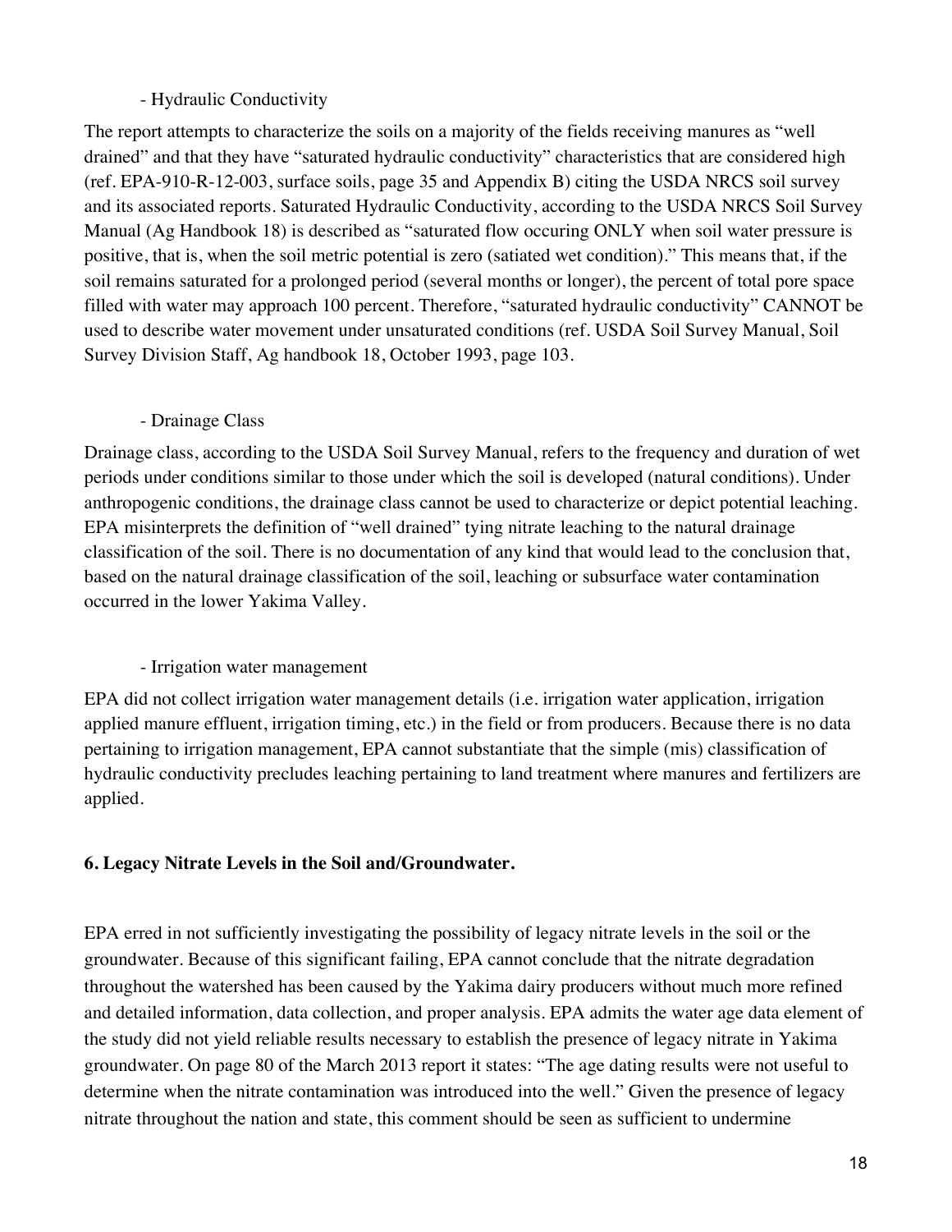- Hydraulic Conductivity

The report attempts to characterize the soils on a majority of the fields receiving manures as "well drained" and that they have "saturated hydraulic conductivity" characteristics that are considered high (ref. EPA-910-R-12-003, surface soils, page 35 and Appendix B) citing the USDA NRCS soil survey and its associated reports. Saturated Hydraulic Conductivity, according to the USDA NRCS Soil Survey Manual (Ag Handbook 18) is described as "saturated flow occuring ONLY when soil water pressure is positive, that is, when the soil metric potential is zero (satiated wet condition)." This means that, if the soil remains saturated for a prolonged period (several months or longer), the percent of total pore space filled with water may approach 100 percent. Therefore, "saturated hydraulic conductivity" CANNOT be used to describe water movement under unsaturated conditions (ref. USDA Soil Survey Manual, Soil Survey Division Staff, Ag handbook 18, October 1993, page 103.

- Drainage Class

Drainage class, according to the USDA Soil Survey Manual, refers to the frequency and duration of wet periods under conditions similar to those under which the soil is developed (natural conditions). Under anthropogenic conditions, the drainage class cannot be used to characterize or depict potential leaching. EPA misinterprets the definition of "well drained" tying nitrate leaching to the natural drainage classification of the soil. There is no documentation of any kind that would lead to the conclusion that, based on the natural drainage classification of the soil, leaching or subsurface water contamination occurred in the lower Yakima Valley.

- Irrigation water management

EPA did not collect irrigation water management details (i.e. irrigation water application, irrigation applied manure effluent, irrigation timing, etc.) in the field or from producers. Because there is no data pertaining to irrigation management, EPA cannot substantiate that the simple (mis) classification of hydraulic conductivity precludes leaching pertaining to land treatment where manures and fertilizers are applied.

**6. Legacy Nitrate Levels in the Soil and/Groundwater.**

EPA erred in not sufficiently investigating the possibility of legacy nitrate levels in the soil or the groundwater. Because of this significant failing, EPA cannot conclude that the nitrate degradation throughout the watershed has been caused by the Yakima dairy producers without much more refined and detailed information, data collection, and proper analysis. EPA admits the water age data element of the study did not yield reliable results necessary to establish the presence of legacy nitrate in Yakima groundwater. On page 80 of the March 2013 report it states: "The age dating results were not useful to determine when the nitrate contamination was introduced into the well." Given the presence of legacy nitrate throughout the nation and state, this comment should be seen as sufficient to undermine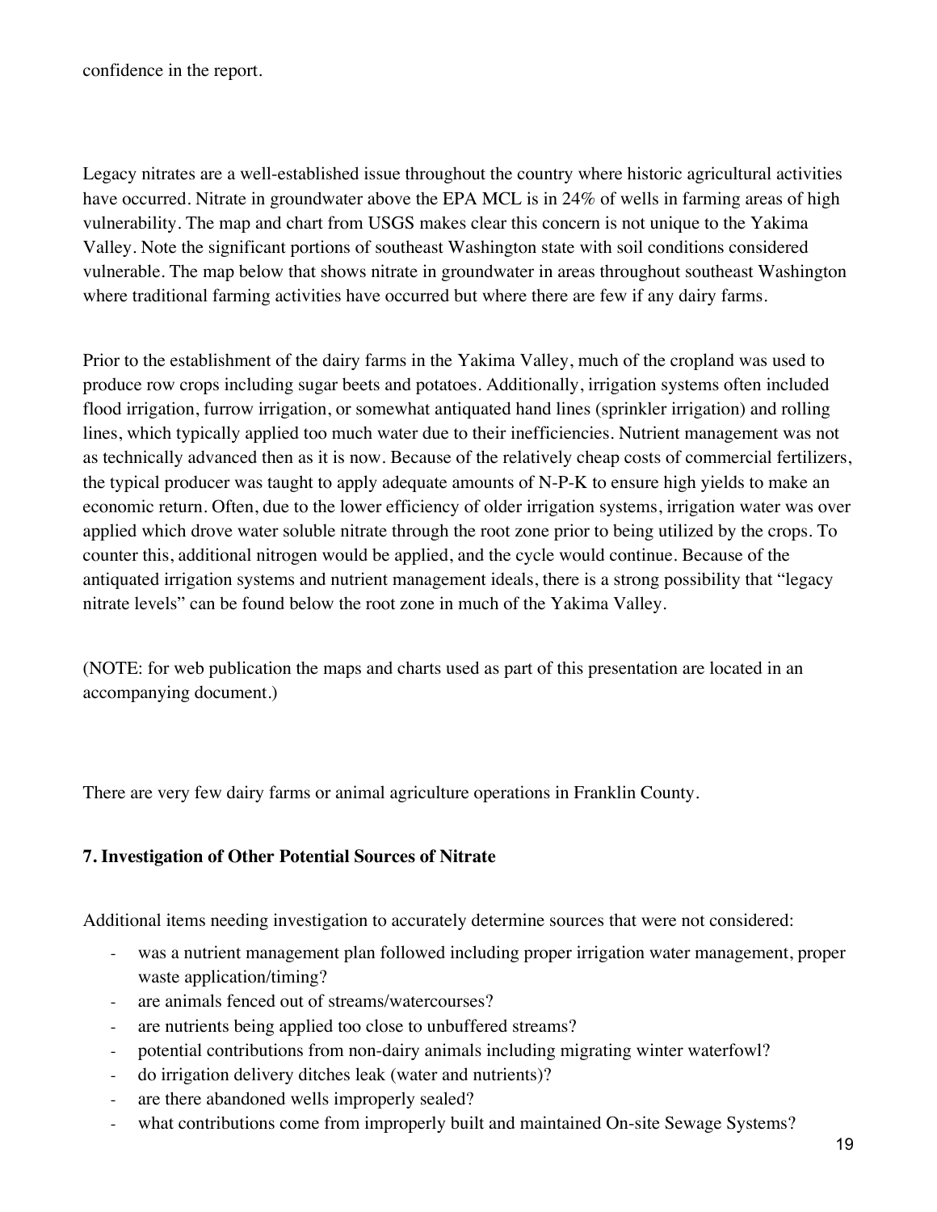confidence in the report.

Legacy nitrates are a well-established issue throughout the country where historic agricultural activities have occurred. Nitrate in groundwater above the EPA MCL is in 24% of wells in farming areas of high vulnerability. The map and chart from USGS makes clear this concern is not unique to the Yakima Valley. Note the significant portions of southeast Washington state with soil conditions considered vulnerable. The map below that shows nitrate in groundwater in areas throughout southeast Washington where traditional farming activities have occurred but where there are few if any dairy farms.

Prior to the establishment of the dairy farms in the Yakima Valley, much of the cropland was used to produce row crops including sugar beets and potatoes. Additionally, irrigation systems often included flood irrigation, furrow irrigation, or somewhat antiquated hand lines (sprinkler irrigation) and rolling lines, which typically applied too much water due to their inefficiencies. Nutrient management was not as technically advanced then as it is now. Because of the relatively cheap costs of commercial fertilizers, the typical producer was taught to apply adequate amounts of N-P-K to ensure high yields to make an economic return. Often, due to the lower efficiency of older irrigation systems, irrigation water was over applied which drove water soluble nitrate through the root zone prior to being utilized by the crops. To counter this, additional nitrogen would be applied, and the cycle would continue. Because of the antiquated irrigation systems and nutrient management ideals, there is a strong possibility that "legacy nitrate levels" can be found below the root zone in much of the Yakima Valley.

(NOTE: for web publication the maps and charts used as part of this presentation are located in an accompanying document.)

There are very few dairy farms or animal agriculture operations in Franklin County.

**7. Investigation of Other Potential Sources of Nitrate**

Additional items needing investigation to accurately determine sources that were not considered:

- was a nutrient management plan followed including proper irrigation water management, proper waste application/timing?
- are animals fenced out of streams/watercourses?
- are nutrients being applied too close to unbuffered streams?
- potential contributions from non-dairy animals including migrating winter waterfowl?
- do irrigation delivery ditches leak (water and nutrients)?
- are there abandoned wells improperly sealed?
- what contributions come from improperly built and maintained On-site Sewage Systems?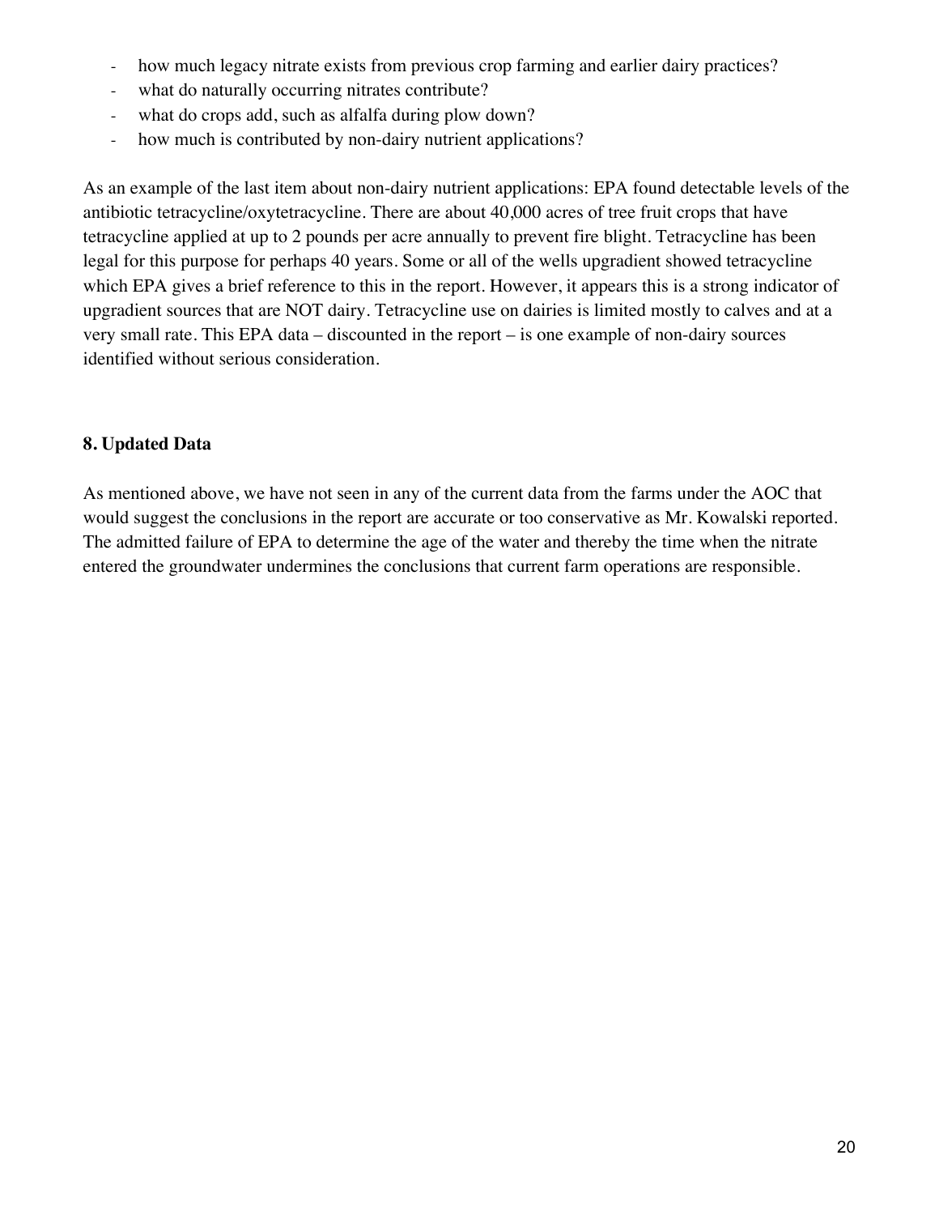- how much legacy nitrate exists from previous crop farming and earlier dairy practices?
- what do naturally occurring nitrates contribute?
- what do crops add, such as alfalfa during plow down?
- how much is contributed by non-dairy nutrient applications?

As an example of the last item about non-dairy nutrient applications: EPA found detectable levels of the antibiotic tetracycline/oxytetracycline. There are about 40,000 acres of tree fruit crops that have tetracycline applied at up to 2 pounds per acre annually to prevent fire blight. Tetracycline has been legal for this purpose for perhaps 40 years. Some or all of the wells upgradient showed tetracycline which EPA gives a brief reference to this in the report. However, it appears this is a strong indicator of upgradient sources that are NOT dairy. Tetracycline use on dairies is limited mostly to calves and at a very small rate. This EPA data – discounted in the report – is one example of non-dairy sources identified without serious consideration.

### 8. Updated Data

As mentioned above, we have not seen in any of the current data from the farms under the AOC that would suggest the conclusions in the report are accurate or too conservative as Mr. Kowalski reported. The admitted failure of EPA to determine the age of the water and thereby the time when the nitrate entered the groundwater undermines the conclusions that current farm operations are responsible.